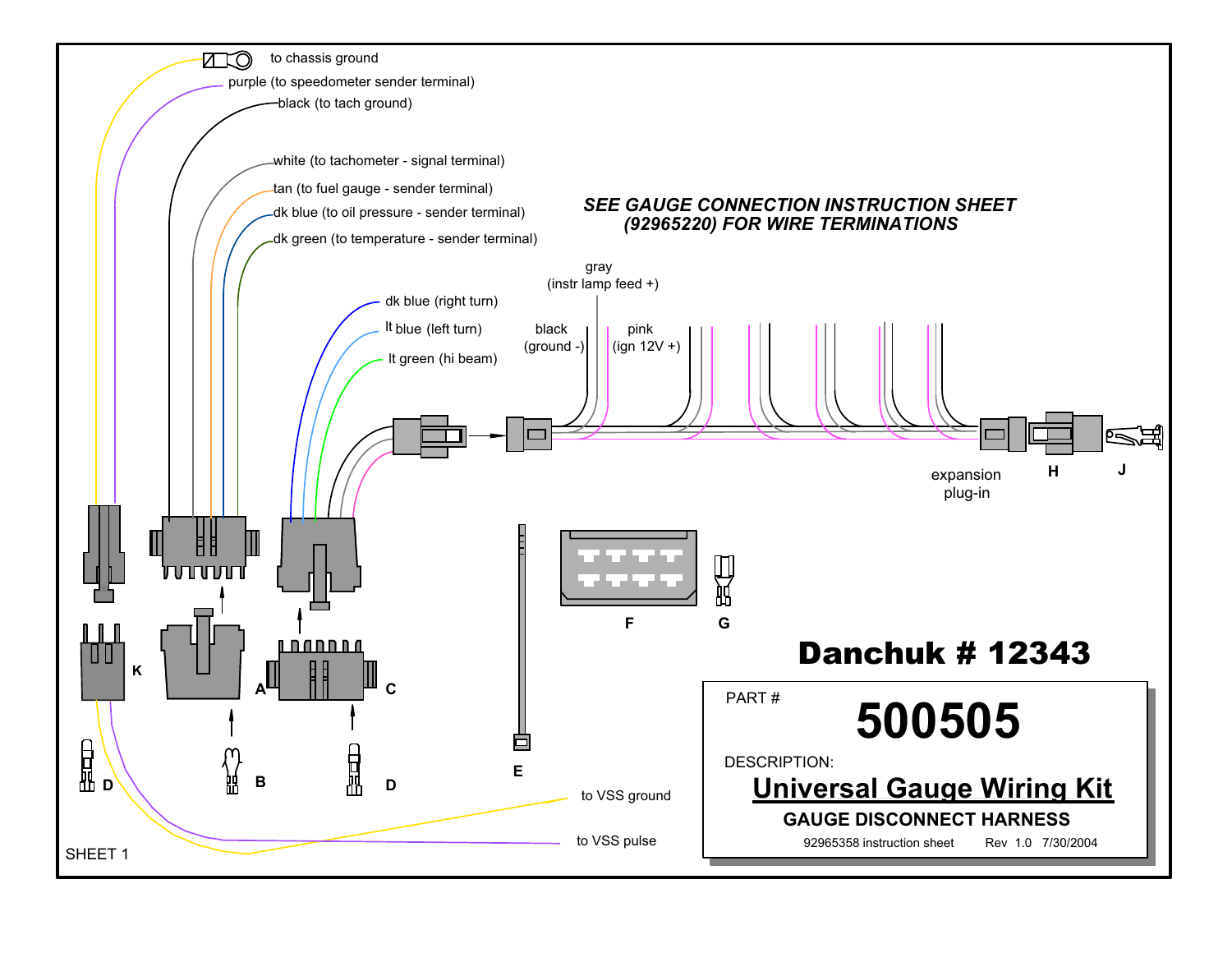to chassis ground

purple (to speedometer sender terminal)

black (to tach ground)

white (to tachometer - signal terminal)

tan (to fuel gauge - sender terminal)

dk blue (to oil pressure - sender terminal)

dk green (to temperature - sender terminal)

***SEE GAUGE CONNECTION INSTRUCTION SHEET (92965220) FOR WIRE TERMINATIONS***

gray (instr lamp feed +)

black (ground -)

pink (ign 12V +)

dk blue (right turn)

lt blue (left turn)

lt green (hi beam)

expansion plug-in

H

J

K

A

B

C

D

D

E

F

G

to VSS ground

to VSS pulse

# Danchuk # 12343

PART # **500505**

DESCRIPTION:

## Universal Gauge Wiring Kit

**GAUGE DISCONNECT HARNESS**

92965358 instruction sheet    Rev 1.0    7/30/2004

SHEET 1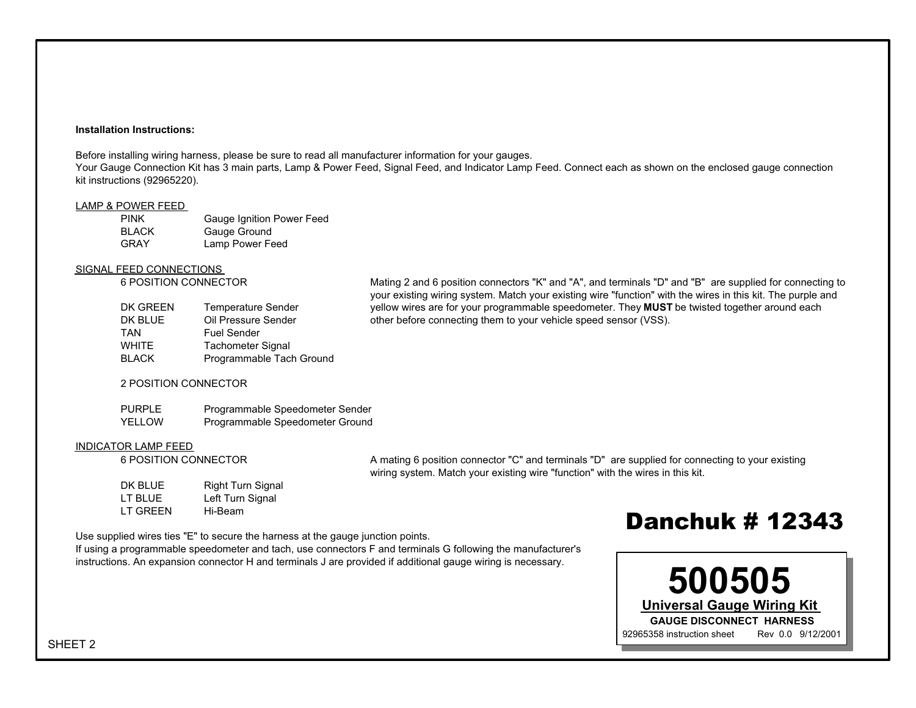**Installation Instructions:**

Before installing wiring harness, please be sure to read all manufacturer information for your gauges.
Your Gauge Connection Kit has 3 main parts, Lamp & Power Feed, Signal Feed, and Indicator Lamp Feed. Connect each as shown on the enclosed gauge connection kit instructions (92965220).

LAMP & POWER FEED

| | |
|---|---|
| PINK | Gauge Ignition Power Feed |
| BLACK | Gauge Ground |
| GRAY | Lamp Power Feed |

SIGNAL FEED CONNECTIONS

6 POSITION CONNECTOR

| | |
|---|---|
| DK GREEN | Temperature Sender |
| DK BLUE | Oil Pressure Sender |
| TAN | Fuel Sender |
| WHITE | Tachometer Signal |
| BLACK | Programmable Tach Ground |

2 POSITION CONNECTOR

| | |
|---|---|
| PURPLE | Programmable Speedometer Sender |
| YELLOW | Programmable Speedometer Ground |

Mating 2 and 6 position connectors "K" and "A", and terminals "D" and "B" are supplied for connecting to your existing wiring system. Match your existing wire "function" with the wires in this kit. The purple and yellow wires are for your programmable speedometer. They **MUST** be twisted together around each other before connecting them to your vehicle speed sensor (VSS).

INDICATOR LAMP FEED

6 POSITION CONNECTOR

| | |
|---|---|
| DK BLUE | Right Turn Signal |
| LT BLUE | Left Turn Signal |
| LT GREEN | Hi-Beam |

A mating 6 position connector "C" and terminals "D" are supplied for connecting to your existing wiring system. Match your existing wire "function" with the wires in this kit.

Use supplied wires ties "E" to secure the harness at the gauge junction points.
If using a programmable speedometer and tach, use connectors F and terminals G following the manufacturer's instructions. An expansion connector H and terminals J are provided if additional gauge wiring is necessary.

# Danchuk # 12343

# 500505

**Universal Gauge Wiring Kit**

**GAUGE DISCONNECT HARNESS**

92965358 instruction sheet Rev 0.0 9/12/2001

SHEET 2